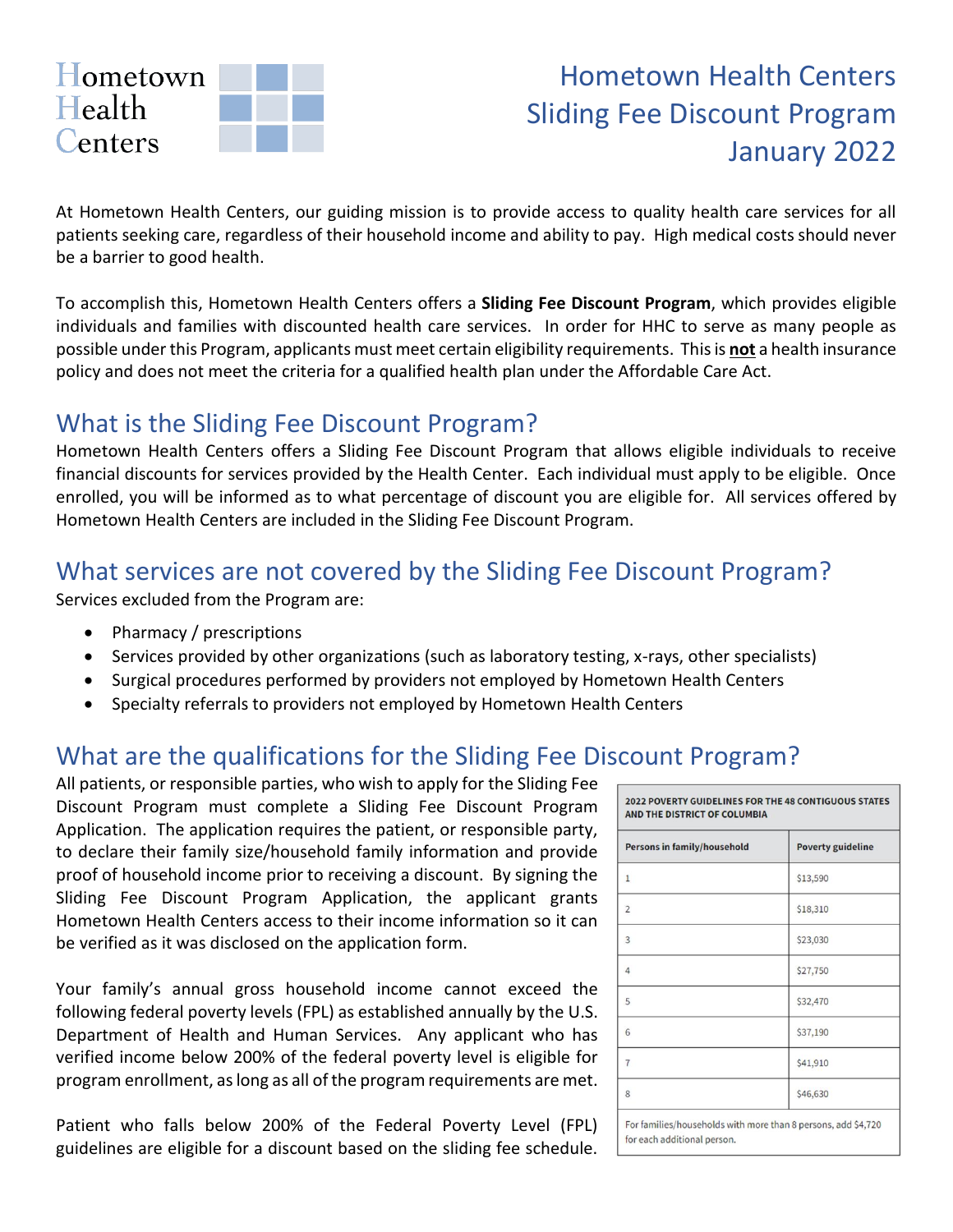Hometown Health Centers

# Hometown Health Centers
# Sliding Fee Discount Program
# January 2022

At Hometown Health Centers, our guiding mission is to provide access to quality health care services for all patients seeking care, regardless of their household income and ability to pay. High medical costs should never be a barrier to good health.

To accomplish this, Hometown Health Centers offers a **Sliding Fee Discount Program**, which provides eligible individuals and families with discounted health care services. In order for HHC to serve as many people as possible under this Program, applicants must meet certain eligibility requirements. This is **not** a health insurance policy and does not meet the criteria for a qualified health plan under the Affordable Care Act.

## What is the Sliding Fee Discount Program?

Hometown Health Centers offers a Sliding Fee Discount Program that allows eligible individuals to receive financial discounts for services provided by the Health Center. Each individual must apply to be eligible. Once enrolled, you will be informed as to what percentage of discount you are eligible for. All services offered by Hometown Health Centers are included in the Sliding Fee Discount Program.

## What services are not covered by the Sliding Fee Discount Program?

Services excluded from the Program are:

- Pharmacy / prescriptions
- Services provided by other organizations (such as laboratory testing, x-rays, other specialists)
- Surgical procedures performed by providers not employed by Hometown Health Centers
- Specialty referrals to providers not employed by Hometown Health Centers

## What are the qualifications for the Sliding Fee Discount Program?

All patients, or responsible parties, who wish to apply for the Sliding Fee Discount Program must complete a Sliding Fee Discount Program Application. The application requires the patient, or responsible party, to declare their family size/household family information and provide proof of household income prior to receiving a discount. By signing the Sliding Fee Discount Program Application, the applicant grants Hometown Health Centers access to their income information so it can be verified as it was disclosed on the application form.

Your family's annual gross household income cannot exceed the following federal poverty levels (FPL) as established annually by the U.S. Department of Health and Human Services. Any applicant who has verified income below 200% of the federal poverty level is eligible for program enrollment, as long as all of the program requirements are met.

Patient who falls below 200% of the Federal Poverty Level (FPL) guidelines are eligible for a discount based on the sliding fee schedule.

**2022 POVERTY GUIDELINES FOR THE 48 CONTIGUOUS STATES AND THE DISTRICT OF COLUMBIA**

| Persons in family/household | Poverty guideline |
|---|---|
| 1 | $13,590 |
| 2 | $18,310 |
| 3 | $23,030 |
| 4 | $27,750 |
| 5 | $32,470 |
| 6 | $37,190 |
| 7 | $41,910 |
| 8 | $46,630 |

For families/households with more than 8 persons, add $4,720 for each additional person.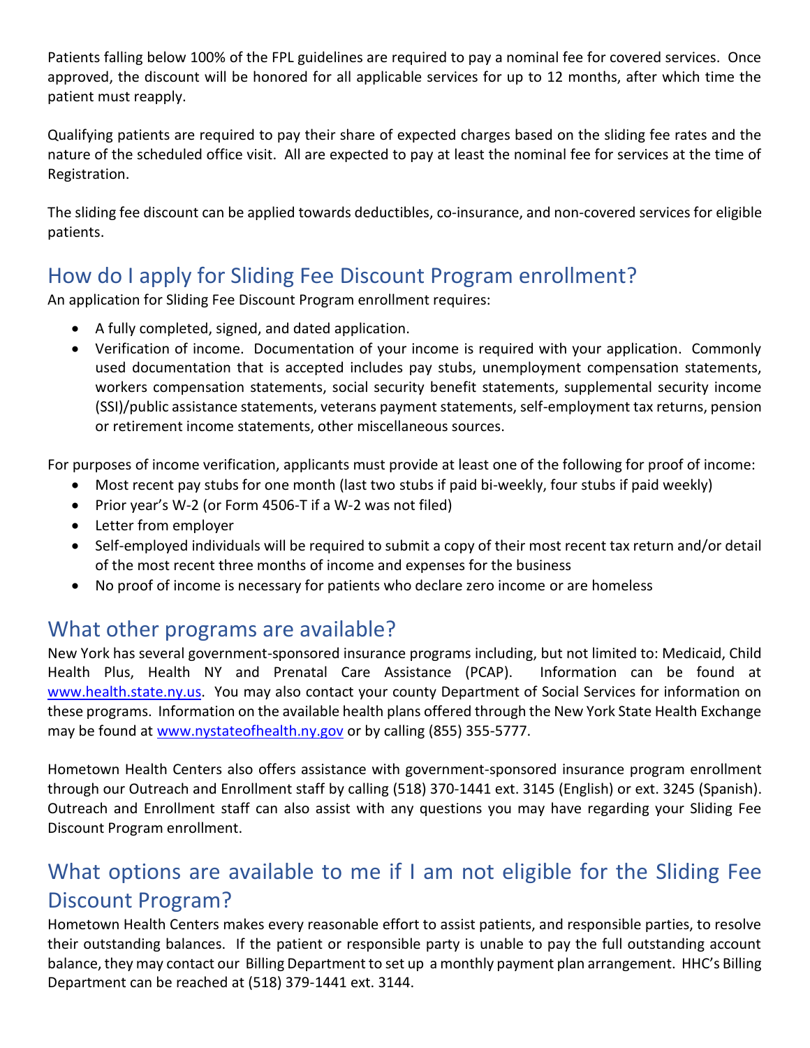Patients falling below 100% of the FPL guidelines are required to pay a nominal fee for covered services. Once approved, the discount will be honored for all applicable services for up to 12 months, after which time the patient must reapply.

Qualifying patients are required to pay their share of expected charges based on the sliding fee rates and the nature of the scheduled office visit. All are expected to pay at least the nominal fee for services at the time of Registration.

The sliding fee discount can be applied towards deductibles, co-insurance, and non-covered services for eligible patients.

## How do I apply for Sliding Fee Discount Program enrollment?

An application for Sliding Fee Discount Program enrollment requires:

- A fully completed, signed, and dated application.
- Verification of income. Documentation of your income is required with your application. Commonly used documentation that is accepted includes pay stubs, unemployment compensation statements, workers compensation statements, social security benefit statements, supplemental security income (SSI)/public assistance statements, veterans payment statements, self-employment tax returns, pension or retirement income statements, other miscellaneous sources.

For purposes of income verification, applicants must provide at least one of the following for proof of income:

- Most recent pay stubs for one month (last two stubs if paid bi-weekly, four stubs if paid weekly)
- Prior year's W-2 (or Form 4506-T if a W-2 was not filed)
- Letter from employer
- Self-employed individuals will be required to submit a copy of their most recent tax return and/or detail of the most recent three months of income and expenses for the business
- No proof of income is necessary for patients who declare zero income or are homeless

## What other programs are available?

New York has several government-sponsored insurance programs including, but not limited to: Medicaid, Child Health Plus, Health NY and Prenatal Care Assistance (PCAP). Information can be found at www.health.state.ny.us. You may also contact your county Department of Social Services for information on these programs. Information on the available health plans offered through the New York State Health Exchange may be found at www.nystateofhealth.ny.gov or by calling (855) 355-5777.

Hometown Health Centers also offers assistance with government-sponsored insurance program enrollment through our Outreach and Enrollment staff by calling (518) 370-1441 ext. 3145 (English) or ext. 3245 (Spanish). Outreach and Enrollment staff can also assist with any questions you may have regarding your Sliding Fee Discount Program enrollment.

## What options are available to me if I am not eligible for the Sliding Fee Discount Program?

Hometown Health Centers makes every reasonable effort to assist patients, and responsible parties, to resolve their outstanding balances. If the patient or responsible party is unable to pay the full outstanding account balance, they may contact our Billing Department to set up a monthly payment plan arrangement. HHC's Billing Department can be reached at (518) 379-1441 ext. 3144.